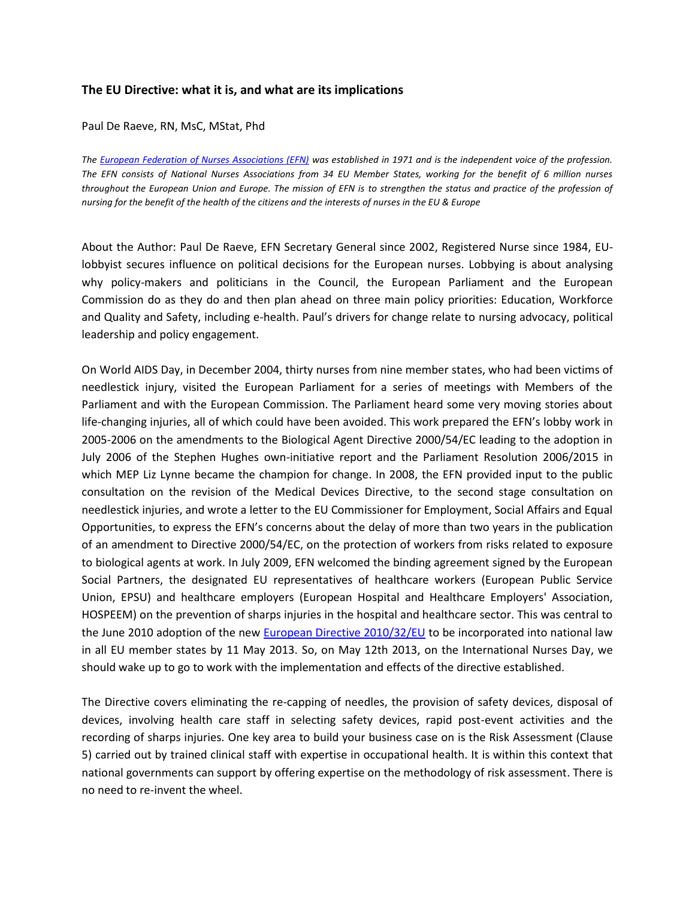### The EU Directive: what it is, and what are its implications

Paul De Raeve, RN, MsC, MStat, Phd

*The [European Federation of Nurses Associations (EFN)]() was established in 1971 and is the independent voice of the profession. The EFN consists of National Nurses Associations from 34 EU Member States, working for the benefit of 6 million nurses throughout the European Union and Europe. The mission of EFN is to strengthen the status and practice of the profession of nursing for the benefit of the health of the citizens and the interests of nurses in the EU & Europe*

About the Author: Paul De Raeve, EFN Secretary General since 2002, Registered Nurse since 1984, EU-lobbyist secures influence on political decisions for the European nurses. Lobbying is about analysing why policy-makers and politicians in the Council, the European Parliament and the European Commission do as they do and then plan ahead on three main policy priorities: Education, Workforce and Quality and Safety, including e-health. Paul's drivers for change relate to nursing advocacy, political leadership and policy engagement.

On World AIDS Day, in December 2004, thirty nurses from nine member states, who had been victims of needlestick injury, visited the European Parliament for a series of meetings with Members of the Parliament and with the European Commission. The Parliament heard some very moving stories about life-changing injuries, all of which could have been avoided. This work prepared the EFN's lobby work in 2005-2006 on the amendments to the Biological Agent Directive 2000/54/EC leading to the adoption in July 2006 of the Stephen Hughes own-initiative report and the Parliament Resolution 2006/2015 in which MEP Liz Lynne became the champion for change. In 2008, the EFN provided input to the public consultation on the revision of the Medical Devices Directive, to the second stage consultation on needlestick injuries, and wrote a letter to the EU Commissioner for Employment, Social Affairs and Equal Opportunities, to express the EFN's concerns about the delay of more than two years in the publication of an amendment to Directive 2000/54/EC, on the protection of workers from risks related to exposure to biological agents at work. In July 2009, EFN welcomed the binding agreement signed by the European Social Partners, the designated EU representatives of healthcare workers (European Public Service Union, EPSU) and healthcare employers (European Hospital and Healthcare Employers' Association, HOSPEEM) on the prevention of sharps injuries in the hospital and healthcare sector. This was central to the June 2010 adoption of the new [European Directive 2010/32/EU]() to be incorporated into national law in all EU member states by 11 May 2013. So, on May 12th 2013, on the International Nurses Day, we should wake up to go to work with the implementation and effects of the directive established.

The Directive covers eliminating the re-capping of needles, the provision of safety devices, disposal of devices, involving health care staff in selecting safety devices, rapid post-event activities and the recording of sharps injuries. One key area to build your business case on is the Risk Assessment (Clause 5) carried out by trained clinical staff with expertise in occupational health. It is within this context that national governments can support by offering expertise on the methodology of risk assessment. There is no need to re-invent the wheel.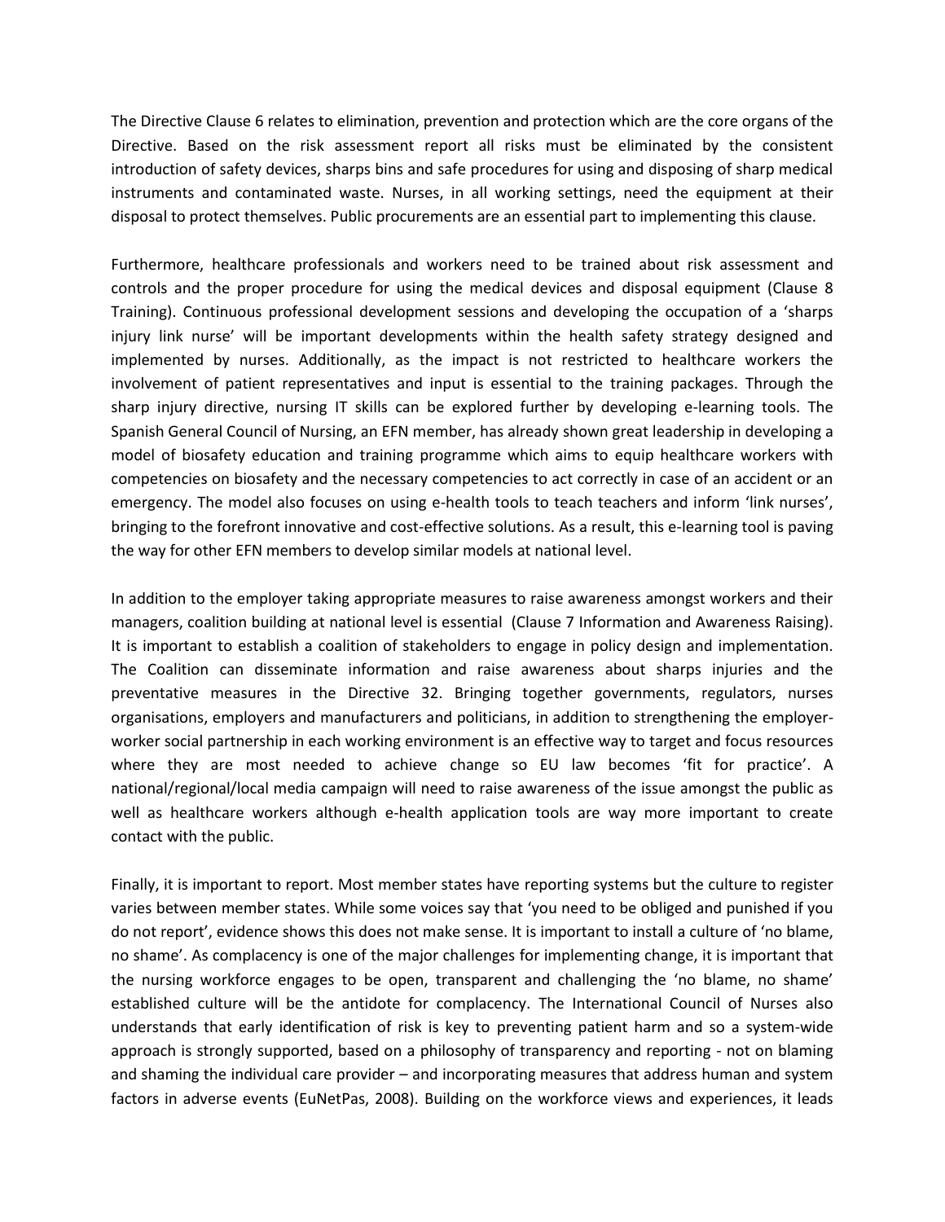The Directive Clause 6 relates to elimination, prevention and protection which are the core organs of the Directive. Based on the risk assessment report all risks must be eliminated by the consistent introduction of safety devices, sharps bins and safe procedures for using and disposing of sharp medical instruments and contaminated waste. Nurses, in all working settings, need the equipment at their disposal to protect themselves. Public procurements are an essential part to implementing this clause.

Furthermore, healthcare professionals and workers need to be trained about risk assessment and controls and the proper procedure for using the medical devices and disposal equipment (Clause 8 Training). Continuous professional development sessions and developing the occupation of a 'sharps injury link nurse' will be important developments within the health safety strategy designed and implemented by nurses. Additionally, as the impact is not restricted to healthcare workers the involvement of patient representatives and input is essential to the training packages. Through the sharp injury directive, nursing IT skills can be explored further by developing e-learning tools. The Spanish General Council of Nursing, an EFN member, has already shown great leadership in developing a model of biosafety education and training programme which aims to equip healthcare workers with competencies on biosafety and the necessary competencies to act correctly in case of an accident or an emergency. The model also focuses on using e-health tools to teach teachers and inform 'link nurses', bringing to the forefront innovative and cost-effective solutions. As a result, this e-learning tool is paving the way for other EFN members to develop similar models at national level.

In addition to the employer taking appropriate measures to raise awareness amongst workers and their managers, coalition building at national level is essential (Clause 7 Information and Awareness Raising). It is important to establish a coalition of stakeholders to engage in policy design and implementation. The Coalition can disseminate information and raise awareness about sharps injuries and the preventative measures in the Directive 32. Bringing together governments, regulators, nurses organisations, employers and manufacturers and politicians, in addition to strengthening the employer-worker social partnership in each working environment is an effective way to target and focus resources where they are most needed to achieve change so EU law becomes 'fit for practice'. A national/regional/local media campaign will need to raise awareness of the issue amongst the public as well as healthcare workers although e-health application tools are way more important to create contact with the public.

Finally, it is important to report. Most member states have reporting systems but the culture to register varies between member states. While some voices say that 'you need to be obliged and punished if you do not report', evidence shows this does not make sense. It is important to install a culture of 'no blame, no shame'. As complacency is one of the major challenges for implementing change, it is important that the nursing workforce engages to be open, transparent and challenging the 'no blame, no shame' established culture will be the antidote for complacency. The International Council of Nurses also understands that early identification of risk is key to preventing patient harm and so a system-wide approach is strongly supported, based on a philosophy of transparency and reporting - not on blaming and shaming the individual care provider – and incorporating measures that address human and system factors in adverse events (EuNetPas, 2008). Building on the workforce views and experiences, it leads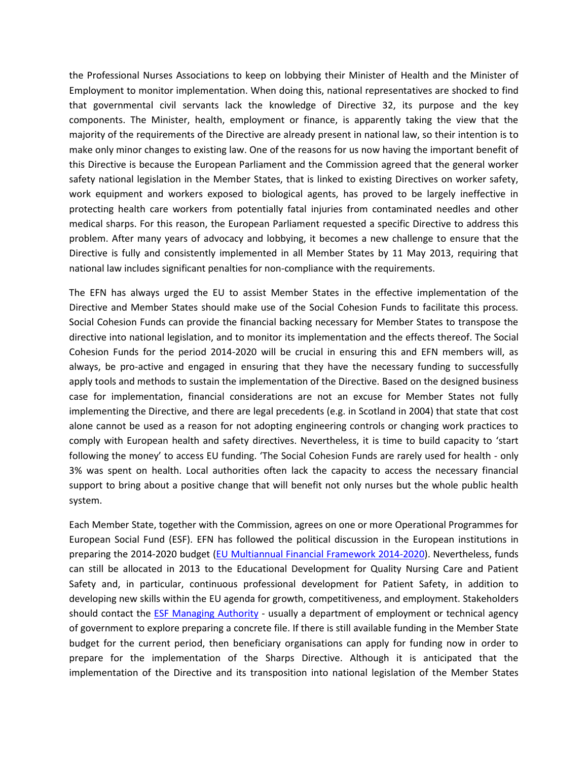the Professional Nurses Associations to keep on lobbying their Minister of Health and the Minister of Employment to monitor implementation. When doing this, national representatives are shocked to find that governmental civil servants lack the knowledge of Directive 32, its purpose and the key components. The Minister, health, employment or finance, is apparently taking the view that the majority of the requirements of the Directive are already present in national law, so their intention is to make only minor changes to existing law. One of the reasons for us now having the important benefit of this Directive is because the European Parliament and the Commission agreed that the general worker safety national legislation in the Member States, that is linked to existing Directives on worker safety, work equipment and workers exposed to biological agents, has proved to be largely ineffective in protecting health care workers from potentially fatal injuries from contaminated needles and other medical sharps. For this reason, the European Parliament requested a specific Directive to address this problem. After many years of advocacy and lobbying, it becomes a new challenge to ensure that the Directive is fully and consistently implemented in all Member States by 11 May 2013, requiring that national law includes significant penalties for non-compliance with the requirements.

The EFN has always urged the EU to assist Member States in the effective implementation of the Directive and Member States should make use of the Social Cohesion Funds to facilitate this process. Social Cohesion Funds can provide the financial backing necessary for Member States to transpose the directive into national legislation, and to monitor its implementation and the effects thereof. The Social Cohesion Funds for the period 2014-2020 will be crucial in ensuring this and EFN members will, as always, be pro-active and engaged in ensuring that they have the necessary funding to successfully apply tools and methods to sustain the implementation of the Directive. Based on the designed business case for implementation, financial considerations are not an excuse for Member States not fully implementing the Directive, and there are legal precedents (e.g. in Scotland in 2004) that state that cost alone cannot be used as a reason for not adopting engineering controls or changing work practices to comply with European health and safety directives. Nevertheless, it is time to build capacity to 'start following the money' to access EU funding. 'The Social Cohesion Funds are rarely used for health - only 3% was spent on health. Local authorities often lack the capacity to access the necessary financial support to bring about a positive change that will benefit not only nurses but the whole public health system.

Each Member State, together with the Commission, agrees on one or more Operational Programmes for European Social Fund (ESF). EFN has followed the political discussion in the European institutions in preparing the 2014-2020 budget (EU Multiannual Financial Framework 2014-2020). Nevertheless, funds can still be allocated in 2013 to the Educational Development for Quality Nursing Care and Patient Safety and, in particular, continuous professional development for Patient Safety, in addition to developing new skills within the EU agenda for growth, competitiveness, and employment. Stakeholders should contact the ESF Managing Authority - usually a department of employment or technical agency of government to explore preparing a concrete file. If there is still available funding in the Member State budget for the current period, then beneficiary organisations can apply for funding now in order to prepare for the implementation of the Sharps Directive. Although it is anticipated that the implementation of the Directive and its transposition into national legislation of the Member States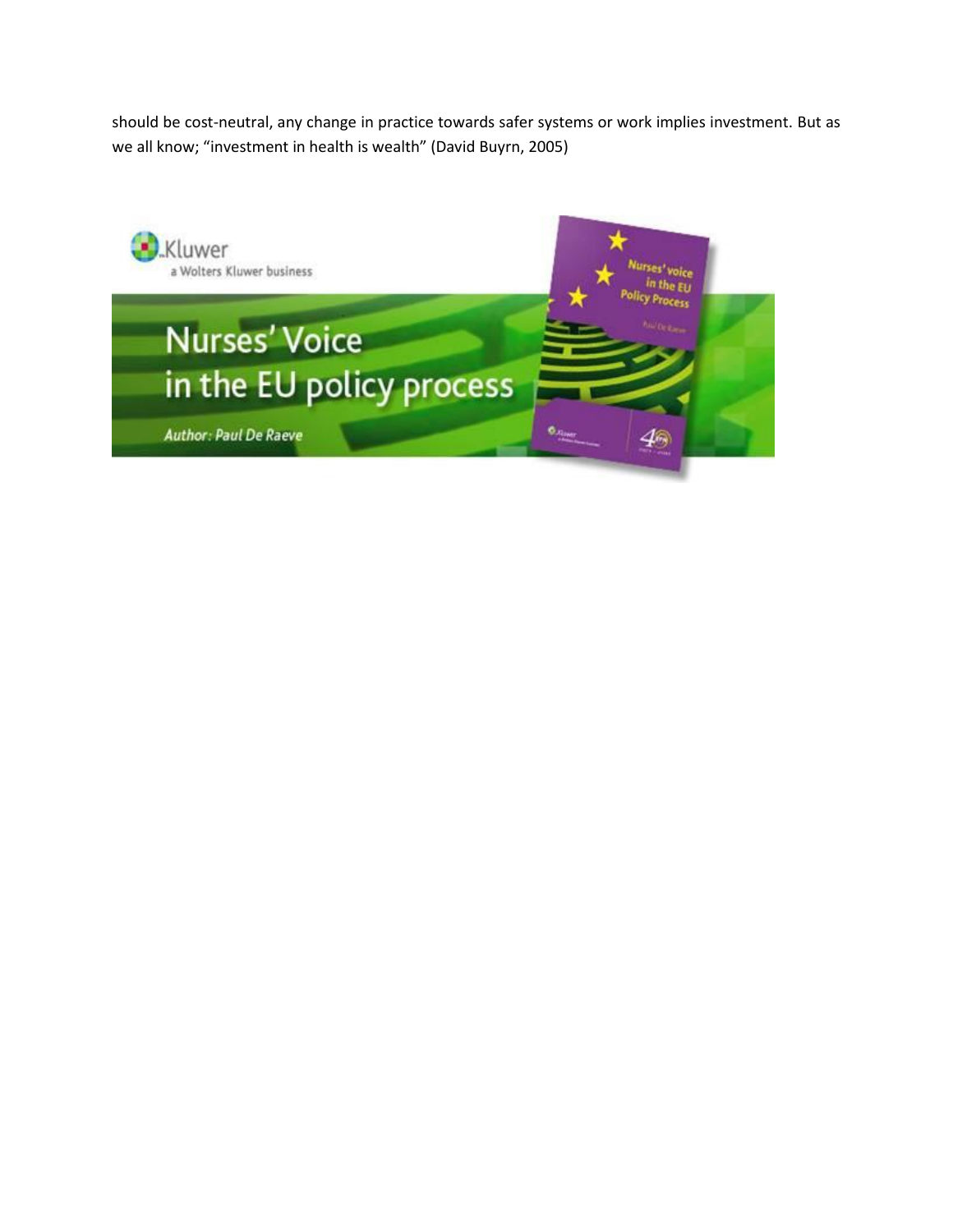should be cost-neutral, any change in practice towards safer systems or work implies investment. But as we all know; "investment in health is wealth" (David Buyrn, 2005)